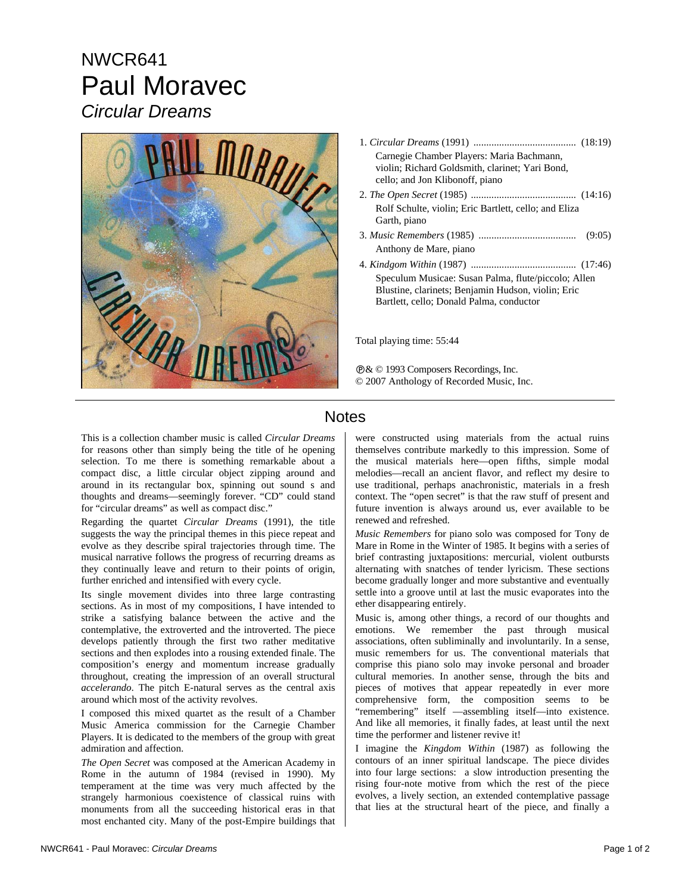NWCR641

# Paul Moravec

## *Circular Dreams*

1. *Circular Dreams* (1991) ........................................ (18:19)
   Carnegie Chamber Players: Maria Bachmann, violin; Richard Goldsmith, clarinet; Yari Bond, cello; and Jon Klibonoff, piano
2. *The Open Secret* (1985) ......................................... (14:16)
   Rolf Schulte, violin; Eric Bartlett, cello; and Eliza Garth, piano
3. *Music Remembers* (1985) ...................................... (9:05)
   Anthony de Mare, piano
4. *Kindgom Within* (1987) ......................................... (17:46)
   Speculum Musicae: Susan Palma, flute/piccolo; Allen Blustine, clarinets; Benjamin Hudson, violin; Eric Bartlett, cello; Donald Palma, conductor

Total playing time: 55:44

℗& © 1993 Composers Recordings, Inc.
© 2007 Anthology of Recorded Music, Inc.

## Notes

This is a collection chamber music is called *Circular Dreams* for reasons other than simply being the title of he opening selection. To me there is something remarkable about a compact disc, a little circular object zipping around and around in its rectangular box, spinning out sound s and thoughts and dreams—seemingly forever. "CD" could stand for "circular dreams" as well as compact disc."

Regarding the quartet *Circular Dreams* (1991), the title suggests the way the principal themes in this piece repeat and evolve as they describe spiral trajectories through time. The musical narrative follows the progress of recurring dreams as they continually leave and return to their points of origin, further enriched and intensified with every cycle.

Its single movement divides into three large contrasting sections. As in most of my compositions, I have intended to strike a satisfying balance between the active and the contemplative, the extroverted and the introverted. The piece develops patiently through the first two rather meditative sections and then explodes into a rousing extended finale. The composition's energy and momentum increase gradually throughout, creating the impression of an overall structural *accelerando*. The pitch E-natural serves as the central axis around which most of the activity revolves.

I composed this mixed quartet as the result of a Chamber Music America commission for the Carnegie Chamber Players. It is dedicated to the members of the group with great admiration and affection.

*The Open Secret* was composed at the American Academy in Rome in the autumn of 1984 (revised in 1990). My temperament at the time was very much affected by the strangely harmonious coexistence of classical ruins with monuments from all the succeeding historical eras in that most enchanted city. Many of the post-Empire buildings that were constructed using materials from the actual ruins themselves contribute markedly to this impression. Some of the musical materials here—open fifths, simple modal melodies—recall an ancient flavor, and reflect my desire to use traditional, perhaps anachronistic, materials in a fresh context. The "open secret" is that the raw stuff of present and future invention is always around us, ever available to be renewed and refreshed.

*Music Remembers* for piano solo was composed for Tony de Mare in Rome in the Winter of 1985. It begins with a series of brief contrasting juxtapositions: mercurial, violent outbursts alternating with snatches of tender lyricism. These sections become gradually longer and more substantive and eventually settle into a groove until at last the music evaporates into the ether disappearing entirely.

Music is, among other things, a record of our thoughts and emotions. We remember the past through musical associations, often subliminally and involuntarily. In a sense, music remembers for us. The conventional materials that comprise this piano solo may invoke personal and broader cultural memories. In another sense, through the bits and pieces of motives that appear repeatedly in ever more comprehensive form, the composition seems to be "remembering" itself —assembling itself—into existence. And like all memories, it finally fades, at least until the next time the performer and listener revive it!

I imagine the *Kingdom Within* (1987) as following the contours of an inner spiritual landscape. The piece divides into four large sections: a slow introduction presenting the rising four-note motive from which the rest of the piece evolves, a lively section, an extended contemplative passage that lies at the structural heart of the piece, and finally a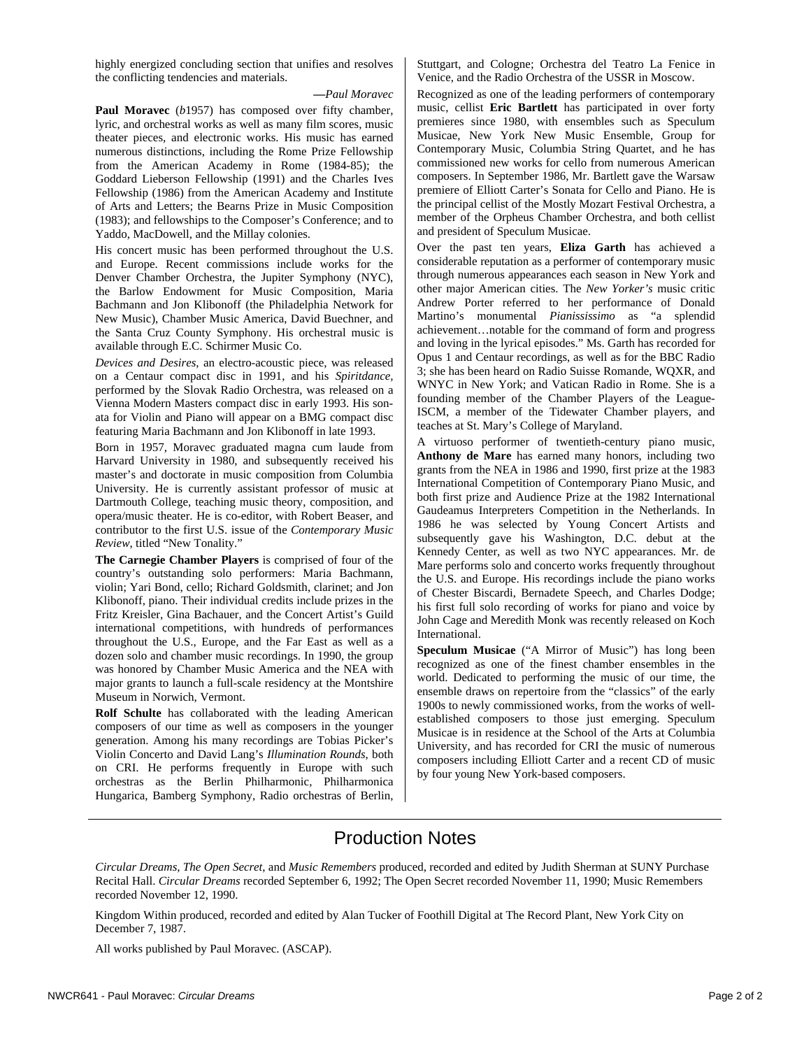highly energized concluding section that unifies and resolves the conflicting tendencies and materials.

—*Paul Moravec*

**Paul Moravec** (*b*1957) has composed over fifty chamber, lyric, and orchestral works as well as many film scores, music theater pieces, and electronic works. His music has earned numerous distinctions, including the Rome Prize Fellowship from the American Academy in Rome (1984-85); the Goddard Lieberson Fellowship (1991) and the Charles Ives Fellowship (1986) from the American Academy and Institute of Arts and Letters; the Bearns Prize in Music Composition (1983); and fellowships to the Composer's Conference; and to Yaddo, MacDowell, and the Millay colonies.

His concert music has been performed throughout the U.S. and Europe. Recent commissions include works for the Denver Chamber Orchestra, the Jupiter Symphony (NYC), the Barlow Endowment for Music Composition, Maria Bachmann and Jon Klibonoff (the Philadelphia Network for New Music), Chamber Music America, David Buechner, and the Santa Cruz County Symphony. His orchestral music is available through E.C. Schirmer Music Co.

*Devices and Desires*, an electro-acoustic piece, was released on a Centaur compact disc in 1991, and his *Spiritdance*, performed by the Slovak Radio Orchestra, was released on a Vienna Modern Masters compact disc in early 1993. His sonata for Violin and Piano will appear on a BMG compact disc featuring Maria Bachmann and Jon Klibonoff in late 1993.

Born in 1957, Moravec graduated magna cum laude from Harvard University in 1980, and subsequently received his master's and doctorate in music composition from Columbia University. He is currently assistant professor of music at Dartmouth College, teaching music theory, composition, and opera/music theater. He is co-editor, with Robert Beaser, and contributor to the first U.S. issue of the *Contemporary Music Review*, titled "New Tonality."

**The Carnegie Chamber Players** is comprised of four of the country's outstanding solo performers: Maria Bachmann, violin; Yari Bond, cello; Richard Goldsmith, clarinet; and Jon Klibonoff, piano. Their individual credits include prizes in the Fritz Kreisler, Gina Bachauer, and the Concert Artist's Guild international competitions, with hundreds of performances throughout the U.S., Europe, and the Far East as well as a dozen solo and chamber music recordings. In 1990, the group was honored by Chamber Music America and the NEA with major grants to launch a full-scale residency at the Montshire Museum in Norwich, Vermont.

**Rolf Schulte** has collaborated with the leading American composers of our time as well as composers in the younger generation. Among his many recordings are Tobias Picker's Violin Concerto and David Lang's *Illumination Rounds*, both on CRI. He performs frequently in Europe with such orchestras as the Berlin Philharmonic, Philharmonica Hungarica, Bamberg Symphony, Radio orchestras of Berlin, Stuttgart, and Cologne; Orchestra del Teatro La Fenice in Venice, and the Radio Orchestra of the USSR in Moscow.

Recognized as one of the leading performers of contemporary music, cellist **Eric Bartlett** has participated in over forty premieres since 1980, with ensembles such as Speculum Musicae, New York New Music Ensemble, Group for Contemporary Music, Columbia String Quartet, and he has commissioned new works for cello from numerous American composers. In September 1986, Mr. Bartlett gave the Warsaw premiere of Elliott Carter's Sonata for Cello and Piano. He is the principal cellist of the Mostly Mozart Festival Orchestra, a member of the Orpheus Chamber Orchestra, and both cellist and president of Speculum Musicae.

Over the past ten years, **Eliza Garth** has achieved a considerable reputation as a performer of contemporary music through numerous appearances each season in New York and other major American cities. The *New Yorker's* music critic Andrew Porter referred to her performance of Donald Martino's monumental *Pianississimo* as "a splendid achievement…notable for the command of form and progress and loving in the lyrical episodes." Ms. Garth has recorded for Opus 1 and Centaur recordings, as well as for the BBC Radio 3; she has been heard on Radio Suisse Romande, WQXR, and WNYC in New York; and Vatican Radio in Rome. She is a founding member of the Chamber Players of the League-ISCM, a member of the Tidewater Chamber players, and teaches at St. Mary's College of Maryland.

A virtuoso performer of twentieth-century piano music, **Anthony de Mare** has earned many honors, including two grants from the NEA in 1986 and 1990, first prize at the 1983 International Competition of Contemporary Piano Music, and both first prize and Audience Prize at the 1982 International Gaudeamus Interpreters Competition in the Netherlands. In 1986 he was selected by Young Concert Artists and subsequently gave his Washington, D.C. debut at the Kennedy Center, as well as two NYC appearances. Mr. de Mare performs solo and concerto works frequently throughout the U.S. and Europe. His recordings include the piano works of Chester Biscardi, Bernadete Speech, and Charles Dodge; his first full solo recording of works for piano and voice by John Cage and Meredith Monk was recently released on Koch International.

**Speculum Musicae** ("A Mirror of Music") has long been recognized as one of the finest chamber ensembles in the world. Dedicated to performing the music of our time, the ensemble draws on repertoire from the "classics" of the early 1900s to newly commissioned works, from the works of well-established composers to those just emerging. Speculum Musicae is in residence at the School of the Arts at Columbia University, and has recorded for CRI the music of numerous composers including Elliott Carter and a recent CD of music by four young New York-based composers.

## Production Notes

*Circular Dreams*, *The Open Secret*, and *Music Remembers* produced, recorded and edited by Judith Sherman at SUNY Purchase Recital Hall. *Circular Dreams* recorded September 6, 1992; The Open Secret recorded November 11, 1990; Music Remembers recorded November 12, 1990.

Kingdom Within produced, recorded and edited by Alan Tucker of Foothill Digital at The Record Plant, New York City on December 7, 1987.

All works published by Paul Moravec. (ASCAP).